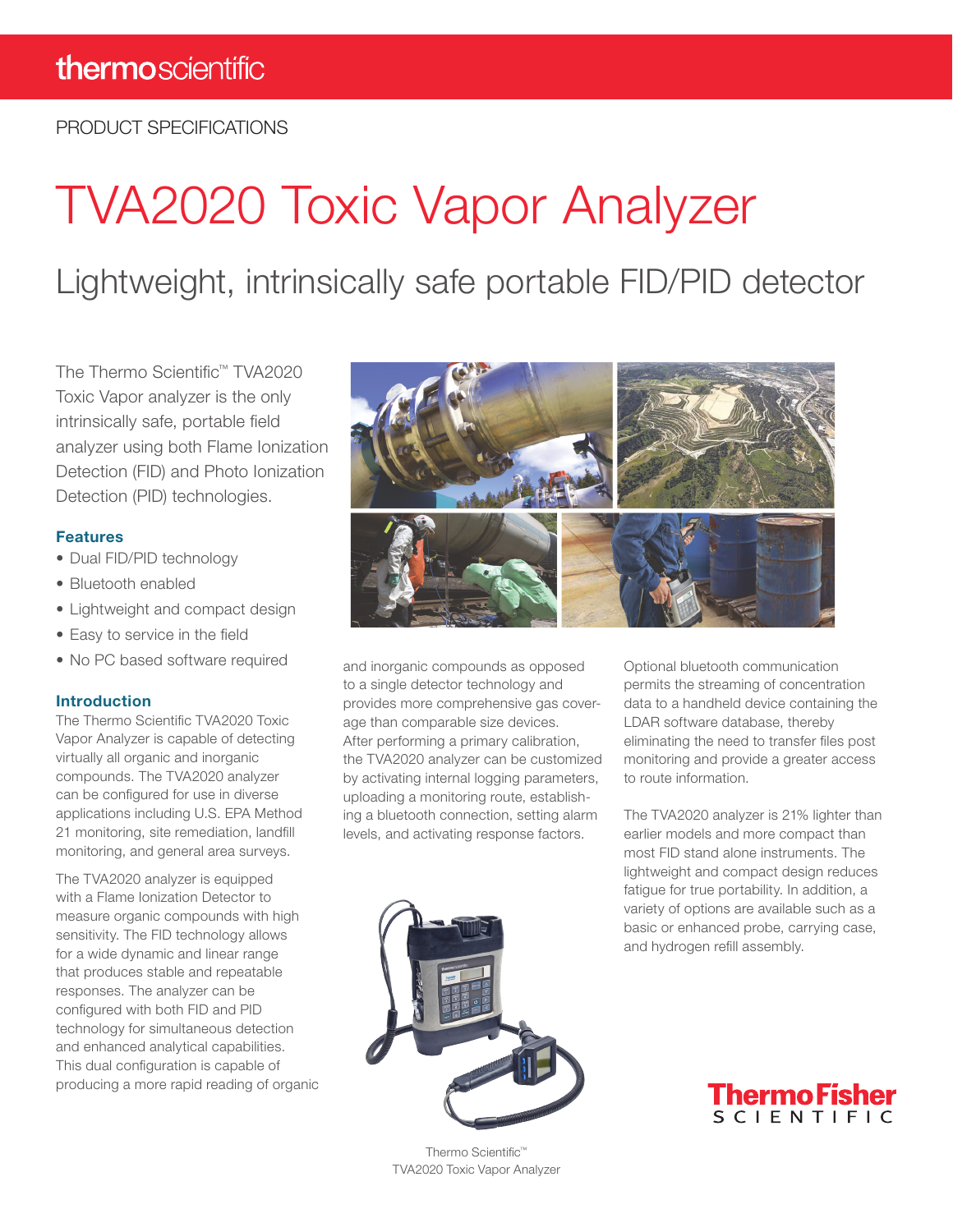thermoscientific

PRODUCT SPECIFICATIONS

# TVA2020 Toxic Vapor Analyzer

## Lightweight, intrinsically safe portable FID/PID detector

The Thermo Scientific™ TVA2020 Toxic Vapor analyzer is the only intrinsically safe, portable field analyzer using both Flame Ionization Detection (FID) and Photo Ionization Detection (PID) technologies.

### Features

- Dual FID/PID technology
- Bluetooth enabled
- Lightweight and compact design
- Easy to service in the field
- No PC based software required

### Introduction

The Thermo Scientific TVA2020 Toxic Vapor Analyzer is capable of detecting virtually all organic and inorganic compounds. The TVA2020 analyzer can be configured for use in diverse applications including U.S. EPA Method 21 monitoring, site remediation, landfill monitoring, and general area surveys.

The TVA2020 analyzer is equipped with a Flame Ionization Detector to measure organic compounds with high sensitivity. The FID technology allows for a wide dynamic and linear range that produces stable and repeatable responses. The analyzer can be configured with both FID and PID technology for simultaneous detection and enhanced analytical capabilities. This dual configuration is capable of producing a more rapid reading of organic and inorganic compounds as opposed to a single detector technology and provides more comprehensive gas coverage than comparable size devices. After performing a primary calibration, the TVA2020 analyzer can be customized by activating internal logging parameters, uploading a monitoring route, establishing a bluetooth connection, setting alarm levels, and activating response factors.

Thermo Scientific™
TVA2020 Toxic Vapor Analyzer

Optional bluetooth communication permits the streaming of concentration data to a handheld device containing the LDAR software database, thereby eliminating the need to transfer files post monitoring and provide a greater access to route information.

The TVA2020 analyzer is 21% lighter than earlier models and more compact than most FID stand alone instruments. The lightweight and compact design reduces fatigue for true portability. In addition, a variety of options are available such as a basic or enhanced probe, carrying case, and hydrogen refill assembly.

ThermoFisher SCIENTIFIC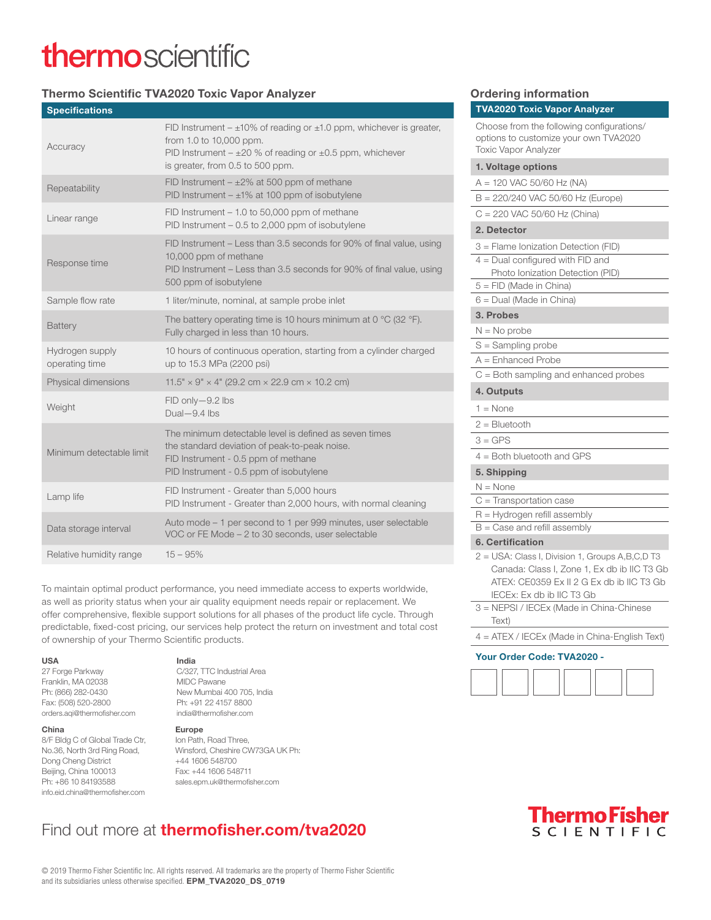# thermo scientific

## Thermo Scientific TVA2020 Toxic Vapor Analyzer

| Specifications | |
|---|---|
| Accuracy | FID Instrument – ±10% of reading or ±1.0 ppm, whichever is greater, from 1.0 to 10,000 ppm.<br>PID Instrument – ±20 % of reading or ±0.5 ppm, whichever is greater, from 0.5 to 500 ppm. |
| Repeatability | FID Instrument – ±2% at 500 ppm of methane<br>PID Instrument – ±1% at 100 ppm of isobutylene |
| Linear range | FID Instrument – 1.0 to 50,000 ppm of methane<br>PID Instrument – 0.5 to 2,000 ppm of isobutylene |
| Response time | FID Instrument – Less than 3.5 seconds for 90% of final value, using 10,000 ppm of methane<br>PID Instrument – Less than 3.5 seconds for 90% of final value, using 500 ppm of isobutylene |
| Sample flow rate | 1 liter/minute, nominal, at sample probe inlet |
| Battery | The battery operating time is 10 hours minimum at 0 °C (32 °F). Fully charged in less than 10 hours. |
| Hydrogen supply operating time | 10 hours of continuous operation, starting from a cylinder charged up to 15.3 MPa (2200 psi) |
| Physical dimensions | 11.5" × 9" × 4" (29.2 cm × 22.9 cm × 10.2 cm) |
| Weight | FID only—9.2 lbs<br>Dual—9.4 lbs |
| Minimum detectable limit | The minimum detectable level is defined as seven times the standard deviation of peak-to-peak noise.<br>FID Instrument - 0.5 ppm of methane<br>PID Instrument - 0.5 ppm of isobutylene |
| Lamp life | FID Instrument - Greater than 5,000 hours<br>PID Instrument - Greater than 2,000 hours, with normal cleaning |
| Data storage interval | Auto mode – 1 per second to 1 per 999 minutes, user selectable<br>VOC or FE Mode – 2 to 30 seconds, user selectable |
| Relative humidity range | 15 – 95% |

To maintain optimal product performance, you need immediate access to experts worldwide, as well as priority status when your air quality equipment needs repair or replacement. We offer comprehensive, flexible support solutions for all phases of the product life cycle. Through predictable, fixed-cost pricing, our services help protect the return on investment and total cost of ownership of your Thermo Scientific products.

**USA**
27 Forge Parkway
Franklin, MA 02038
Ph: (866) 282-0430
Fax: (508) 520-2800
orders.aqi@thermofisher.com

**India**
C/327, TTC Industrial Area
MIDC Pawane
New Mumbai 400 705, India
Ph: +91 22 4157 8800
india@thermofisher.com

**China**
8/F Bldg C of Global Trade Ctr,
No.36, North 3rd Ring Road,
Dong Cheng District
Beijing, China 100013
Ph: +86 10 84193588
info.eid.china@thermofisher.com

**Europe**
Ion Path, Road Three,
Winsford, Cheshire CW73GA UK Ph:
+44 1606 548700
Fax: +44 1606 548711
sales.epm.uk@thermofisher.com

## Ordering information

**TVA2020 Toxic Vapor Analyzer**

Choose from the following configurations/options to customize your own TVA2020 Toxic Vapor Analyzer

**1. Voltage options**
- A = 120 VAC 50/60 Hz (NA)
- B = 220/240 VAC 50/60 Hz (Europe)
- C = 220 VAC 50/60 Hz (China)

**2. Detector**
- 3 = Flame Ionization Detection (FID)
- 4 = Dual configured with FID and Photo Ionization Detection (PID)
- 5 = FID (Made in China)
- 6 = Dual (Made in China)

**3. Probes**
- N = No probe
- S = Sampling probe
- A = Enhanced Probe
- C = Both sampling and enhanced probes

**4. Outputs**
- 1 = None
- 2 = Bluetooth
- 3 = GPS
- 4 = Both bluetooth and GPS

**5. Shipping**
- N = None
- C = Transportation case
- R = Hydrogen refill assembly
- B = Case and refill assembly

**6. Certification**
- 2 = USA: Class I, Division 1, Groups A,B,C,D T3
  Canada: Class I, Zone 1, Ex db ib IIC T3 Gb
  ATEX: CE0359 Ex II 2 G Ex db ib IIC T3 Gb
  IECEx: Ex db ib IIC T3 Gb
- 3 = NEPSI / IECEx (Made in China-Chinese Text)
- 4 = ATEX / IECEx (Made in China-English Text)

**Your Order Code: TVA2020 -**

Find out more at **thermofisher.com/tva2020**

ThermoFisher SCIENTIFIC

© 2019 Thermo Fisher Scientific Inc. All rights reserved. All trademarks are the property of Thermo Fisher Scientific and its subsidiaries unless otherwise specified. **EPM_TVA2020_DS_0719**